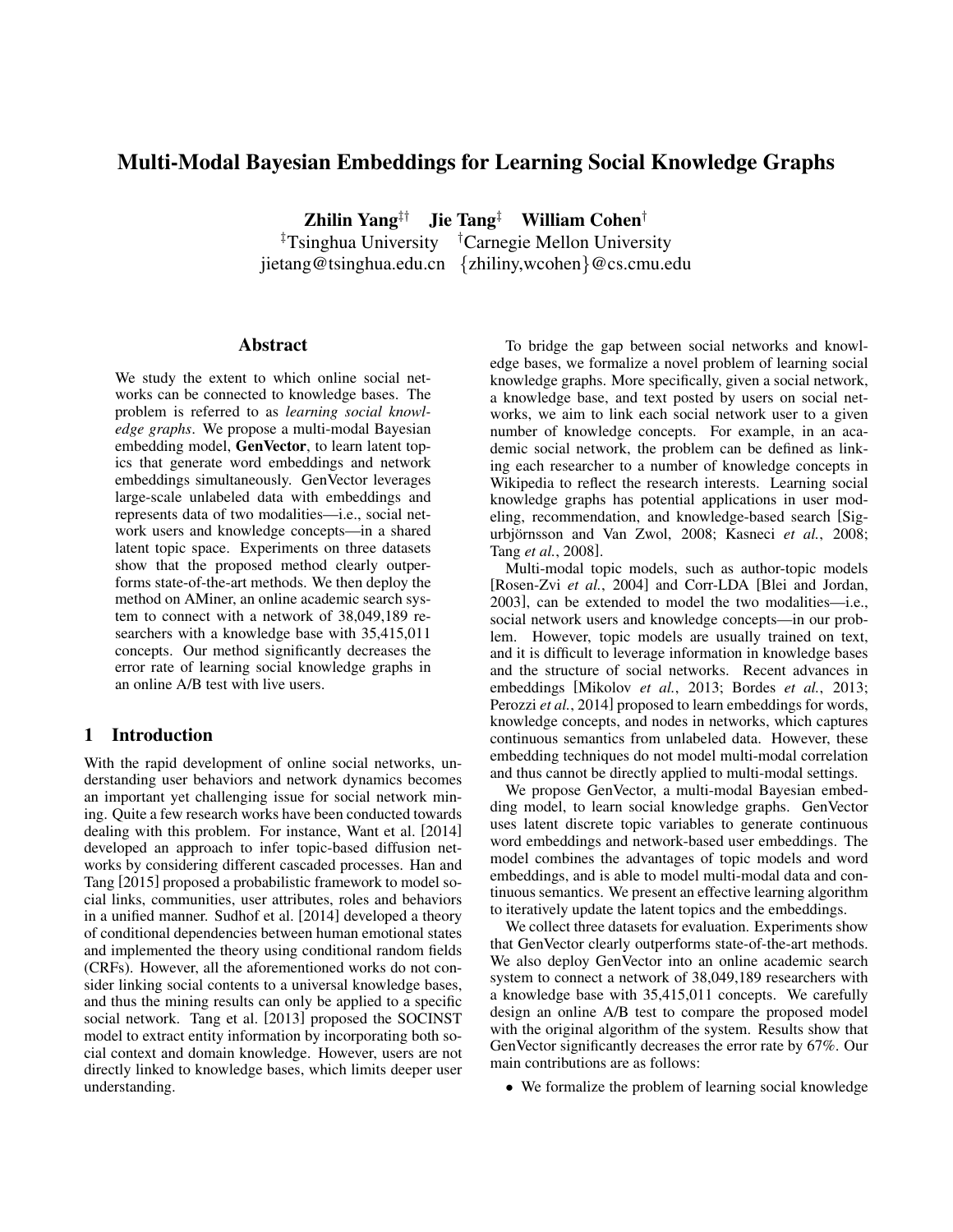# Multi-Modal Bayesian Embeddings for Learning Social Knowledge Graphs

**Zhilin Yang**[‡†] **Jie Tang**[‡] **William Cohen**[†]

[‡]Tsinghua University [†]Carnegie Mellon University

jietang@tsinghua.edu.cn {zhiliny,wcohen}@cs.cmu.edu

## Abstract

We study the extent to which online social networks can be connected to knowledge bases. The problem is referred to as *learning social knowledge graphs*. We propose a multi-modal Bayesian embedding model, **GenVector**, to learn latent topics that generate word embeddings and network embeddings simultaneously. GenVector leverages large-scale unlabeled data with embeddings and represents data of two modalities—i.e., social network users and knowledge concepts—in a shared latent topic space. Experiments on three datasets show that the proposed method clearly outperforms state-of-the-art methods. We then deploy the method on AMiner, an online academic search system to connect with a network of 38,049,189 researchers with a knowledge base with 35,415,011 concepts. Our method significantly decreases the error rate of learning social knowledge graphs in an online A/B test with live users.

## 1 Introduction

With the rapid development of online social networks, understanding user behaviors and network dynamics becomes an important yet challenging issue for social network mining. Quite a few research works have been conducted towards dealing with this problem. For instance, Want et al. [2014] developed an approach to infer topic-based diffusion networks by considering different cascaded processes. Han and Tang [2015] proposed a probabilistic framework to model social links, communities, user attributes, roles and behaviors in a unified manner. Sudhof et al. [2014] developed a theory of conditional dependencies between human emotional states and implemented the theory using conditional random fields (CRFs). However, all the aforementioned works do not consider linking social contents to a universal knowledge bases, and thus the mining results can only be applied to a specific social network. Tang et al. [2013] proposed the SOCINST model to extract entity information by incorporating both social context and domain knowledge. However, users are not directly linked to knowledge bases, which limits deeper user understanding.

To bridge the gap between social networks and knowledge bases, we formalize a novel problem of learning social knowledge graphs. More specifically, given a social network, a knowledge base, and text posted by users on social networks, we aim to link each social network user to a given number of knowledge concepts. For example, in an academic social network, the problem can be defined as linking each researcher to a number of knowledge concepts in Wikipedia to reflect the research interests. Learning social knowledge graphs has potential applications in user modeling, recommendation, and knowledge-based search [Sigurbjörnsson and Van Zwol, 2008; Kasneci *et al.*, 2008; Tang *et al.*, 2008].

Multi-modal topic models, such as author-topic models [Rosen-Zvi *et al.*, 2004] and Corr-LDA [Blei and Jordan, 2003], can be extended to model the two modalities—i.e., social network users and knowledge concepts—in our problem. However, topic models are usually trained on text, and it is difficult to leverage information in knowledge bases and the structure of social networks. Recent advances in embeddings [Mikolov *et al.*, 2013; Bordes *et al.*, 2013; Perozzi *et al.*, 2014] proposed to learn embeddings for words, knowledge concepts, and nodes in networks, which captures continuous semantics from unlabeled data. However, these embedding techniques do not model multi-modal correlation and thus cannot be directly applied to multi-modal settings.

We propose GenVector, a multi-modal Bayesian embedding model, to learn social knowledge graphs. GenVector uses latent discrete topic variables to generate continuous word embeddings and network-based user embeddings. The model combines the advantages of topic models and word embeddings, and is able to model multi-modal data and continuous semantics. We present an effective learning algorithm to iteratively update the latent topics and the embeddings.

We collect three datasets for evaluation. Experiments show that GenVector clearly outperforms state-of-the-art methods. We also deploy GenVector into an online academic search system to connect a network of 38,049,189 researchers with a knowledge base with 35,415,011 concepts. We carefully design an online A/B test to compare the proposed model with the original algorithm of the system. Results show that GenVector significantly decreases the error rate by 67%. Our main contributions are as follows:

- We formalize the problem of learning social knowledge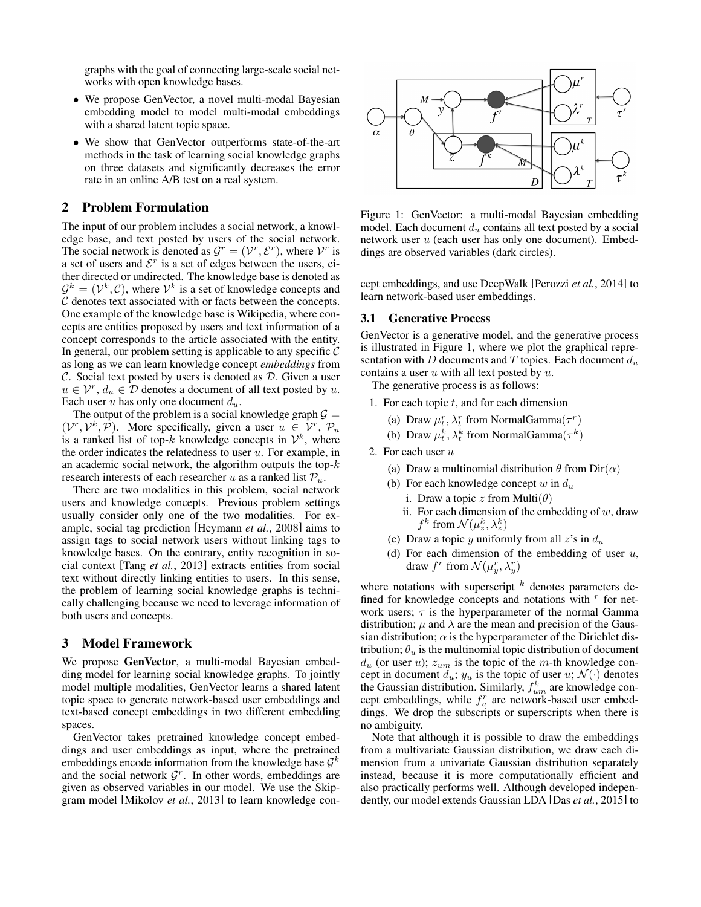graphs with the goal of connecting large-scale social networks with open knowledge bases.

- We propose GenVector, a novel multi-modal Bayesian embedding model to model multi-modal embeddings with a shared latent topic space.
- We show that GenVector outperforms state-of-the-art methods in the task of learning social knowledge graphs on three datasets and significantly decreases the error rate in an online A/B test on a real system.

## 2 Problem Formulation

The input of our problem includes a social network, a knowledge base, and text posted by users of the social network. The social network is denoted as $\mathcal{G}^r = (\mathcal{V}^r, \mathcal{E}^r)$, where $\mathcal{V}^r$ is a set of users and $\mathcal{E}^r$ is a set of edges between the users, either directed or undirected. The knowledge base is denoted as $\mathcal{G}^k = (\mathcal{V}^k, \mathcal{C})$, where $\mathcal{V}^k$ is a set of knowledge concepts and $\mathcal{C}$ denotes text associated with or facts between the concepts. One example of the knowledge base is Wikipedia, where concepts are entities proposed by users and text information of a concept corresponds to the article associated with the entity. In general, our problem setting is applicable to any specific $\mathcal{C}$ as long as we can learn knowledge concept *embeddings* from $\mathcal{C}$. Social text posted by users is denoted as $\mathcal{D}$. Given a user $u \in \mathcal{V}^r$, $d_u \in \mathcal{D}$ denotes a document of all text posted by $u$. Each user $u$ has only one document $d_u$.

The output of the problem is a social knowledge graph $\mathcal{G} = (\mathcal{V}^r, \mathcal{V}^k, \mathcal{P})$. More specifically, given a user $u \in \mathcal{V}^r$, $\mathcal{P}_u$ is a ranked list of top-$k$ knowledge concepts in $\mathcal{V}^k$, where the order indicates the relatedness to user $u$. For example, in an academic social network, the algorithm outputs the top-$k$ research interests of each researcher $u$ as a ranked list $\mathcal{P}_u$.

There are two modalities in this problem, social network users and knowledge concepts. Previous problem settings usually consider only one of the two modalities. For example, social tag prediction [Heymann *et al.*, 2008] aims to assign tags to social network users without linking tags to knowledge bases. On the contrary, entity recognition in social context [Tang *et al.*, 2013] extracts entities from social text without directly linking entities to users. In this sense, the problem of learning social knowledge graphs is technically challenging because we need to leverage information of both users and concepts.

## 3 Model Framework

We propose **GenVector**, a multi-modal Bayesian embedding model for learning social knowledge graphs. To jointly model multiple modalities, GenVector learns a shared latent topic space to generate network-based user embeddings and text-based concept embeddings in two different embedding spaces.

GenVector takes pretrained knowledge concept embeddings and user embeddings as input, where the pretrained embeddings encode information from the knowledge base $\mathcal{G}^k$ and the social network $\mathcal{G}^r$. In other words, embeddings are given as observed variables in our model. We use the Skip-gram model [Mikolov *et al.*, 2013] to learn knowledge concept embeddings, and use DeepWalk [Perozzi *et al.*, 2014] to learn network-based user embeddings.

Figure 1: GenVector: a multi-modal Bayesian embedding model. Each document $d_u$ contains all text posted by a social network user $u$ (each user has only one document). Embeddings are observed variables (dark circles).

### 3.1 Generative Process

GenVector is a generative model, and the generative process is illustrated in Figure 1, where we plot the graphical representation with $D$ documents and $T$ topics. Each document $d_u$ contains a user $u$ with all text posted by $u$.

The generative process is as follows:

1. For each topic $t$, and for each dimension
   (a) Draw $\mu_t^r, \lambda_t^r$ from NormalGamma($\tau^r$)
   (b) Draw $\mu_t^k, \lambda_t^k$ from NormalGamma($\tau^k$)
2. For each user $u$
   (a) Draw a multinomial distribution $\theta$ from Dir($\alpha$)
   (b) For each knowledge concept $w$ in $d_u$
      i. Draw a topic $z$ from Multi($\theta$)
      ii. For each dimension of the embedding of $w$, draw $f^k$ from $\mathcal{N}(\mu_z^k, \lambda_z^k)$
   (c) Draw a topic $y$ uniformly from all $z$'s in $d_u$
   (d) For each dimension of the embedding of user $u$, draw $f^r$ from $\mathcal{N}(\mu_y^r, \lambda_y^r)$

where notations with superscript $^k$ denotes parameters defined for knowledge concepts and notations with $^r$ for network users; $\tau$ is the hyperparameter of the normal Gamma distribution; $\mu$ and $\lambda$ are the mean and precision of the Gaussian distribution; $\alpha$ is the hyperparameter of the Dirichlet distribution; $\theta_u$ is the multinomial topic distribution of document $d_u$ (or user $u$); $z_{um}$ is the topic of the $m$-th knowledge concept in document $d_u$; $y_u$ is the topic of user $u$; $\mathcal{N}(\cdot)$ denotes the Gaussian distribution. Similarly, $f_{um}^k$ are knowledge concept embeddings, while $f_u^r$ are network-based user embeddings. We drop the subscripts or superscripts when there is no ambiguity.

Note that although it is possible to draw the embeddings from a multivariate Gaussian distribution, we draw each dimension from a univariate Gaussian distribution separately instead, because it is more computationally efficient and also practically performs well. Although developed independently, our model extends Gaussian LDA [Das *et al.*, 2015] to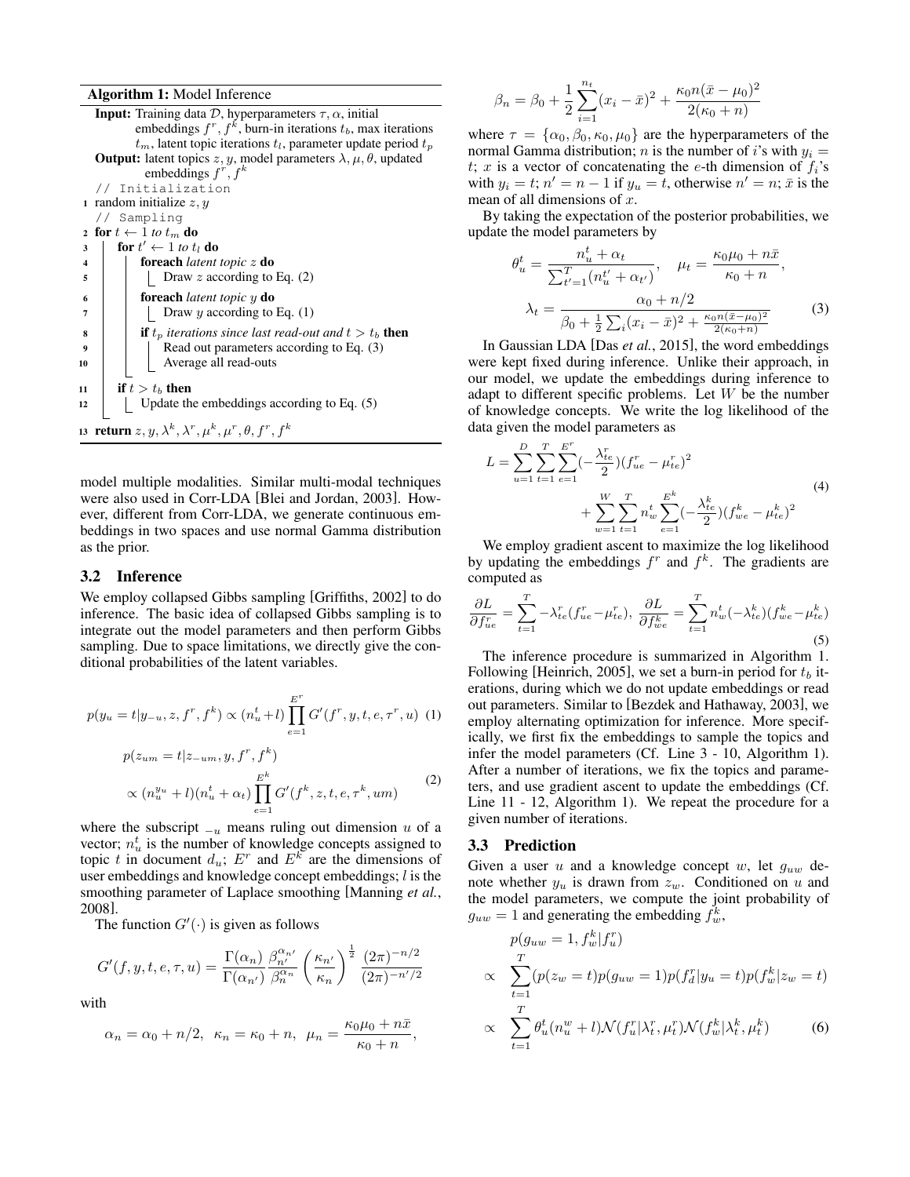**Algorithm 1:** Model Inference

```
Input: Training data D, hyperparameters τ, α, initial
       embeddings f^r, f^k, burn-in iterations t_b, max iterations
       t_m, latent topic iterations t_l, parameter update period t_p
Output: latent topics z, y, model parameters λ, μ, θ, updated
        embeddings f^r, f^k
   // Initialization
1  random initialize z, y
   // Sampling
2  for t ← 1 to t_m do
3      for t' ← 1 to t_l do
4          foreach latent topic z do
5              Draw z according to Eq. (2)
6          foreach latent topic y do
7              Draw y according to Eq. (1)
8          if t_p iterations since last read-out and t > t_b then
9              Read out parameters according to Eq. (3)
10             Average all read-outs
11     if t > t_b then
12         Update the embeddings according to Eq. (5)
13 return z, y, λ^k, λ^r, μ^k, μ^r, θ, f^r, f^k
```

model multiple modalities. Similar multi-modal techniques were also used in Corr-LDA [Blei and Jordan, 2003]. However, different from Corr-LDA, we generate continuous embeddings in two spaces and use normal Gamma distribution as the prior.

### 3.2 Inference

We employ collapsed Gibbs sampling [Griffiths, 2002] to do inference. The basic idea of collapsed Gibbs sampling is to integrate out the model parameters and then perform Gibbs sampling. Due to space limitations, we directly give the conditional probabilities of the latent variables.

$$p(y_u = t | y_{-u}, z, f^r, f^k) \propto (n_u^t + l) \prod_{e=1}^{E^r} G'(f^r, y, t, e, \tau^r, u) \quad (1)$$

$$p(z_{um} = t | z_{-um}, y, f^r, f^k) \propto (n_u^{y_u} + l)(n_u^t + \alpha_t) \prod_{e=1}^{E^k} G'(f^k, z, t, e, \tau^k, um) \quad (2)$$

where the subscript $_{-u}$ means ruling out dimension $u$ of a vector; $n_u^t$ is the number of knowledge concepts assigned to topic $t$ in document $d_u$; $E^r$ and $E^k$ are the dimensions of user embeddings and knowledge concept embeddings; $l$ is the smoothing parameter of Laplace smoothing [Manning *et al.*, 2008].

The function $G'(\cdot)$ is given as follows

$$G'(f, y, t, e, \tau, u) = \frac{\Gamma(\alpha_n)}{\Gamma(\alpha_{n'})} \frac{\beta_{n'}^{\alpha_{n'}}}{\beta_n^{\alpha_n}} \left(\frac{\kappa_{n'}}{\kappa_n}\right)^{\frac{1}{2}} \frac{(2\pi)^{-n/2}}{(2\pi)^{-n'/2}}$$

with

$$\alpha_n = \alpha_0 + n/2, \ \ \kappa_n = \kappa_0 + n, \ \ \mu_n = \frac{\kappa_0 \mu_0 + n\bar{x}}{\kappa_0 + n},$$

$$\beta_n = \beta_0 + \frac{1}{2}\sum_{i=1}^{n_t}(x_i - \bar{x})^2 + \frac{\kappa_0 n (\bar{x} - \mu_0)^2}{2(\kappa_0 + n)}$$

where $\tau = \{\alpha_0, \beta_0, \kappa_0, \mu_0\}$ are the hyperparameters of the normal Gamma distribution; $n$ is the number of $i$'s with $y_i = t$; $x$ is a vector of concatenating the $e$-th dimension of $f_i$'s with $y_i = t$; $n' = n - 1$ if $y_u = t$, otherwise $n' = n$; $\bar{x}$ is the mean of all dimensions of $x$.

By taking the expectation of the posterior probabilities, we update the model parameters by

$$\theta_u^t = \frac{n_u^t + \alpha_t}{\sum_{t'=1}^{T}(n_u^{t'} + \alpha_{t'})}, \quad \mu_t = \frac{\kappa_0 \mu_0 + n\bar{x}}{\kappa_0 + n},$$

$$\lambda_t = \frac{\alpha_0 + n/2}{\beta_0 + \frac{1}{2}\sum_i (x_i - \bar{x})^2 + \frac{\kappa_0 n (\bar{x} - \mu_0)^2}{2(\kappa_0 + n)}} \quad (3)$$

In Gaussian LDA [Das *et al.*, 2015], the word embeddings were kept fixed during inference. Unlike their approach, in our model, we update the embeddings during inference to adapt to different specific problems. Let $W$ be the number of knowledge concepts. We write the log likelihood of the data given the model parameters as

$$L = \sum_{u=1}^{D}\sum_{t=1}^{T}\sum_{e=1}^{E^r}\left(-\frac{\lambda_{te}^r}{2}\right)(f_{ue}^r - \mu_{te}^r)^2 + \sum_{w=1}^{W}\sum_{t=1}^{T} n_w^t \sum_{e=1}^{E^k}\left(-\frac{\lambda_{te}^k}{2}\right)(f_{we}^k - \mu_{te}^k)^2 \quad (4)$$

We employ gradient ascent to maximize the log likelihood by updating the embeddings $f^r$ and $f^k$. The gradients are computed as

$$\frac{\partial L}{\partial f_{ue}^r} = \sum_{t=1}^{T} -\lambda_{te}^r (f_{ue}^r - \mu_{te}^r), \ \frac{\partial L}{\partial f_{we}^k} = \sum_{t=1}^{T} n_w^t (-\lambda_{te}^k)(f_{we}^k - \mu_{te}^k) \quad (5)$$

The inference procedure is summarized in Algorithm 1. Following [Heinrich, 2005], we set a burn-in period for $t_b$ iterations, during which we do not update embeddings or read out parameters. Similar to [Bezdek and Hathaway, 2003], we employ alternating optimization for inference. More specifically, we first fix the embeddings to sample the topics and infer the model parameters (Cf. Line 3 - 10, Algorithm 1). After a number of iterations, we fix the topics and parameters, and use gradient ascent to update the embeddings (Cf. Line 11 - 12, Algorithm 1). We repeat the procedure for a given number of iterations.

### 3.3 Prediction

Given a user $u$ and a knowledge concept $w$, let $g_{uw}$ denote whether $y_u$ is drawn from $z_w$. Conditioned on $u$ and the model parameters, we compute the joint probability of $g_{uw} = 1$ and generating the embedding $f_w^k$,

$$\begin{aligned} & p(g_{uw} = 1, f_w^k | f_u^r) \\ \propto & \sum_{t=1}^{T}(p(z_w = t)p(g_{uw} = 1)p(f_d^r | y_u = t)p(f_w^k | z_w = t) \\ \propto & \sum_{t=1}^{T} \theta_u^t (n_u^w + l)\mathcal{N}(f_u^r | \lambda_t^r, \mu_t^r)\mathcal{N}(f_w^k | \lambda_t^k, \mu_t^k) \end{aligned} \quad (6)$$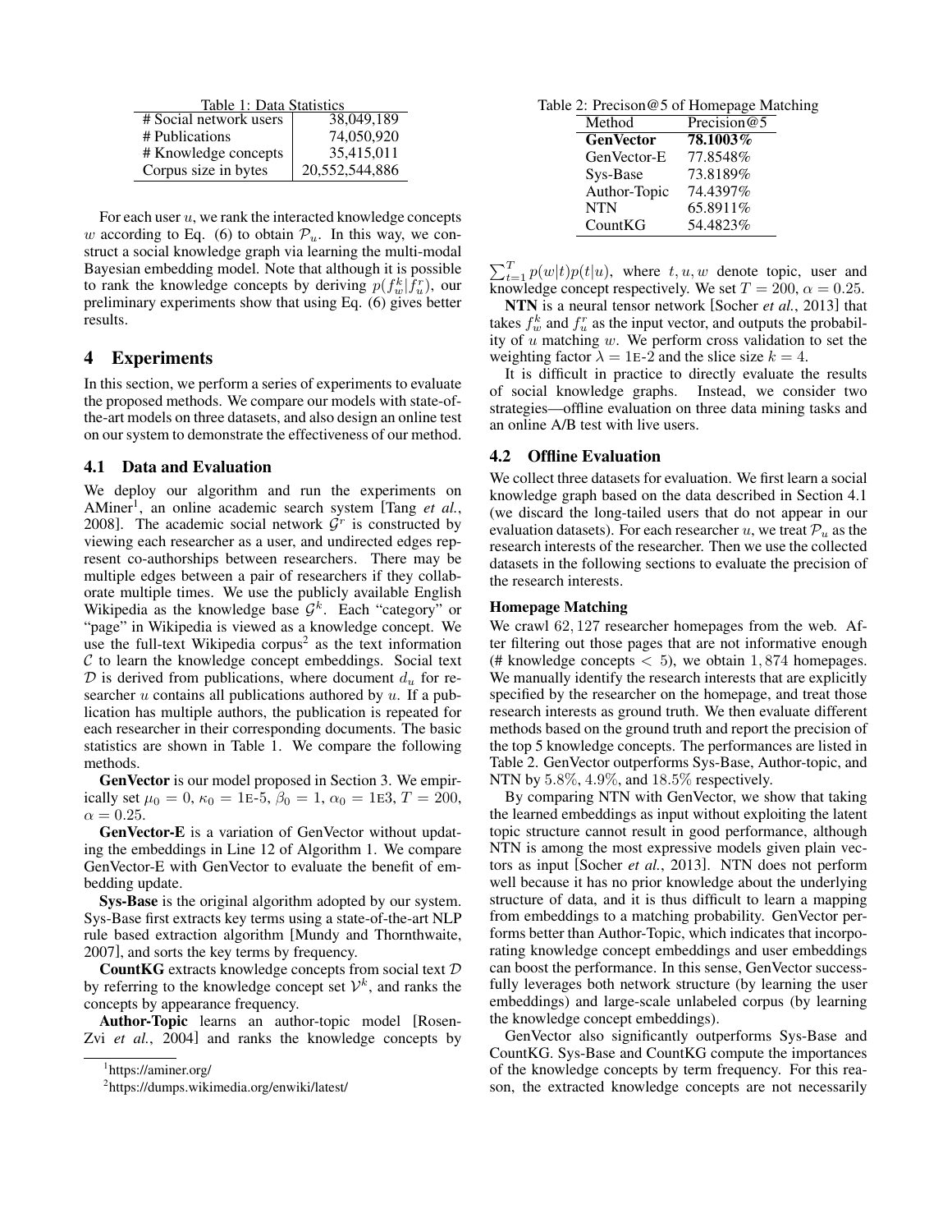Table 1: Data Statistics

| # Social network users | 38,049,189 |
| --- | --- |
| # Publications | 74,050,920 |
| # Knowledge concepts | 35,415,011 |
| Corpus size in bytes | 20,552,544,886 |

For each user $u$, we rank the interacted knowledge concepts $w$ according to Eq. (6) to obtain $\mathcal{P}_u$. In this way, we construct a social knowledge graph via learning the multi-modal Bayesian embedding model. Note that although it is possible to rank the knowledge concepts by deriving $p(f_w^k|f_u^r)$, our preliminary experiments show that using Eq. (6) gives better results.

## 4 Experiments

In this section, we perform a series of experiments to evaluate the proposed methods. We compare our models with state-of-the-art models on three datasets, and also design an online test on our system to demonstrate the effectiveness of our method.

### 4.1 Data and Evaluation

We deploy our algorithm and run the experiments on AMiner[1], an online academic search system [Tang *et al.*, 2008]. The academic social network $\mathcal{G}^r$ is constructed by viewing each researcher as a user, and undirected edges represent co-authorships between researchers. There may be multiple edges between a pair of researchers if they collaborate multiple times. We use the publicly available English Wikipedia as the knowledge base $\mathcal{G}^k$. Each "category" or "page" in Wikipedia is viewed as a knowledge concept. We use the full-text Wikipedia corpus[2] as the text information $\mathcal{C}$ to learn the knowledge concept embeddings. Social text $\mathcal{D}$ is derived from publications, where document $d_u$ for researcher $u$ contains all publications authored by $u$. If a publication has multiple authors, the publication is repeated for each researcher in their corresponding documents. The basic statistics are shown in Table 1. We compare the following methods.

**GenVector** is our model proposed in Section 3. We empirically set $\mu_0 = 0$, $\kappa_0 = 1\text{E-}5$, $\beta_0 = 1$, $\alpha_0 = 1\text{E}3$, $T = 200$, $\alpha = 0.25$.

**GenVector-E** is a variation of GenVector without updating the embeddings in Line 12 of Algorithm 1. We compare GenVector-E with GenVector to evaluate the benefit of embedding update.

**Sys-Base** is the original algorithm adopted by our system. Sys-Base first extracts key terms using a state-of-the-art NLP rule based extraction algorithm [Mundy and Thornthwaite, 2007], and sorts the key terms by frequency.

**CountKG** extracts knowledge concepts from social text $\mathcal{D}$ by referring to the knowledge concept set $\mathcal{V}^k$, and ranks the concepts by appearance frequency.

**Author-Topic** learns an author-topic model [Rosen-Zvi *et al.*, 2004] and ranks the knowledge concepts by $\sum_{t=1}^{T} p(w|t)p(t|u)$, where $t, u, w$ denote topic, user and knowledge concept respectively. We set $T = 200$, $\alpha = 0.25$.

**NTN** is a neural tensor network [Socher *et al.*, 2013] that takes $f_w^k$ and $f_u^r$ as the input vector, and outputs the probability of $u$ matching $w$. We perform cross validation to set the weighting factor $\lambda = 1\text{E-}2$ and the slice size $k = 4$.

It is difficult in practice to directly evaluate the results of social knowledge graphs. Instead, we consider two strategies—offline evaluation on three data mining tasks and an online A/B test with live users.

### 4.2 Offline Evaluation

We collect three datasets for evaluation. We first learn a social knowledge graph based on the data described in Section 4.1 (we discard the long-tailed users that do not appear in our evaluation datasets). For each researcher $u$, we treat $\mathcal{P}_u$ as the research interests of the researcher. Then we use the collected datasets in the following sections to evaluate the precision of the research interests.

#### Homepage Matching

We crawl $62,127$ researcher homepages from the web. After filtering out those pages that are not informative enough (# knowledge concepts $< 5$), we obtain $1,874$ homepages. We manually identify the research interests that are explicitly specified by the researcher on the homepage, and treat those research interests as ground truth. We then evaluate different methods based on the ground truth and report the precision of the top 5 knowledge concepts. The performances are listed in Table 2. GenVector outperforms Sys-Base, Author-topic, and NTN by $5.8\%$, $4.9\%$, and $18.5\%$ respectively.

Table 2: Precison@5 of Homepage Matching

| Method | Precision@5 |
| --- | --- |
| **GenVector** | **78.1003%** |
| GenVector-E | 77.8548% |
| Sys-Base | 73.8189% |
| Author-Topic | 74.4397% |
| NTN | 65.8911% |
| CountKG | 54.4823% |

By comparing NTN with GenVector, we show that taking the learned embeddings as input without exploiting the latent topic structure cannot result in good performance, although NTN is among the most expressive models given plain vectors as input [Socher *et al.*, 2013]. NTN does not perform well because it has no prior knowledge about the underlying structure of data, and it is thus difficult to learn a mapping from embeddings to a matching probability. GenVector performs better than Author-Topic, which indicates that incorporating knowledge concept embeddings and user embeddings can boost the performance. In this sense, GenVector successfully leverages both network structure (by learning the user embeddings) and large-scale unlabeled corpus (by learning the knowledge concept embeddings).

GenVector also significantly outperforms Sys-Base and CountKG. Sys-Base and CountKG compute the importances of the knowledge concepts by term frequency. For this reason, the extracted knowledge concepts are not necessarily

[1]https://aminer.org/

[2]https://dumps.wikimedia.org/enwiki/latest/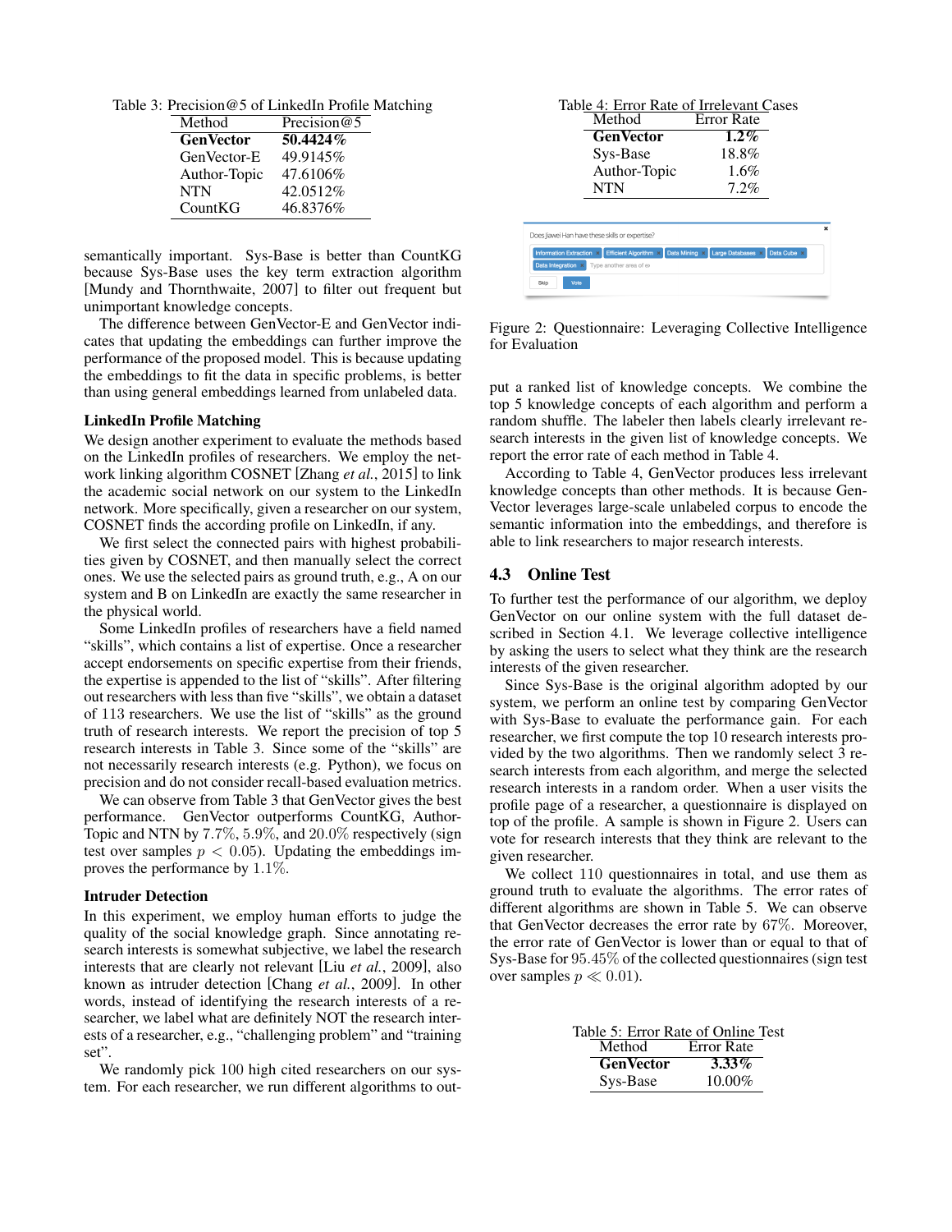Table 3: Precision@5 of LinkedIn Profile Matching

| Method | Precision@5 |
|---|---|
| **GenVector** | **50.4424%** |
| GenVector-E | 49.9145% |
| Author-Topic | 47.6106% |
| NTN | 42.0512% |
| CountKG | 46.8376% |

semantically important. Sys-Base is better than CountKG because Sys-Base uses the key term extraction algorithm [Mundy and Thornthwaite, 2007] to filter out frequent but unimportant knowledge concepts.

The difference between GenVector-E and GenVector indicates that updating the embeddings can further improve the performance of the proposed model. This is because updating the embeddings to fit the data in specific problems, is better than using general embeddings learned from unlabeled data.

**LinkedIn Profile Matching**

We design another experiment to evaluate the methods based on the LinkedIn profiles of researchers. We employ the network linking algorithm COSNET [Zhang *et al.*, 2015] to link the academic social network on our system to the LinkedIn network. More specifically, given a researcher on our system, COSNET finds the according profile on LinkedIn, if any.

We first select the connected pairs with highest probabilities given by COSNET, and then manually select the correct ones. We use the selected pairs as ground truth, e.g., A on our system and B on LinkedIn are exactly the same researcher in the physical world.

Some LinkedIn profiles of researchers have a field named "skills", which contains a list of expertise. Once a researcher accept endorsements on specific expertise from their friends, the expertise is appended to the list of "skills". After filtering out researchers with less than five "skills", we obtain a dataset of 113 researchers. We use the list of "skills" as the ground truth of research interests. We report the precision of top 5 research interests in Table 3. Since some of the "skills" are not necessarily research interests (e.g. Python), we focus on precision and do not consider recall-based evaluation metrics.

We can observe from Table 3 that GenVector gives the best performance. GenVector outperforms CountKG, Author-Topic and NTN by 7.7%, 5.9%, and 20.0% respectively (sign test over samples $p < 0.05$). Updating the embeddings improves the performance by 1.1%.

**Intruder Detection**

In this experiment, we employ human efforts to judge the quality of the social knowledge graph. Since annotating research interests is somewhat subjective, we label the research interests that are clearly not relevant [Liu *et al.*, 2009], also known as intruder detection [Chang *et al.*, 2009]. In other words, instead of identifying the research interests of a researcher, we label what are definitely NOT the research interests of a researcher, e.g., "challenging problem" and "training set".

We randomly pick 100 high cited researchers on our system. For each researcher, we run different algorithms to output a ranked list of knowledge concepts. We combine the top 5 knowledge concepts of each algorithm and perform a random shuffle. The labeler then labels clearly irrelevant research interests in the given list of knowledge concepts. We report the error rate of each method in Table 4.

Table 4: Error Rate of Irrelevant Cases

| Method | Error Rate |
|---|---|
| **GenVector** | **1.2%** |
| Sys-Base | 18.8% |
| Author-Topic | 1.6% |
| NTN | 7.2% |

Does Jiawei Han have these skills or expertise?

Information Extraction | Efficient Algorithm | Data Mining | Large Databases | Data Cube | Data Integration | Type another area of ex

Skip | Vote

Figure 2: Questionnaire: Leveraging Collective Intelligence for Evaluation

According to Table 4, GenVector produces less irrelevant knowledge concepts than other methods. It is because GenVector leverages large-scale unlabeled corpus to encode the semantic information into the embeddings, and therefore is able to link researchers to major research interests.

## 4.3 Online Test

To further test the performance of our algorithm, we deploy GenVector on our online system with the full dataset described in Section 4.1. We leverage collective intelligence by asking the users to select what they think are the research interests of the given researcher.

Since Sys-Base is the original algorithm adopted by our system, we perform an online test by comparing GenVector with Sys-Base to evaluate the performance gain. For each researcher, we first compute the top 10 research interests provided by the two algorithms. Then we randomly select 3 research interests from each algorithm, and merge the selected research interests in a random order. When a user visits the profile page of a researcher, a questionnaire is displayed on top of the profile. A sample is shown in Figure 2. Users can vote for research interests that they think are relevant to the given researcher.

We collect 110 questionnaires in total, and use them as ground truth to evaluate the algorithms. The error rates of different algorithms are shown in Table 5. We can observe that GenVector decreases the error rate by 67%. Moreover, the error rate of GenVector is lower than or equal to that of Sys-Base for 95.45% of the collected questionnaires (sign test over samples $p \ll 0.01$).

Table 5: Error Rate of Online Test

| Method | Error Rate |
|---|---|
| **GenVector** | **3.33%** |
| Sys-Base | 10.00% |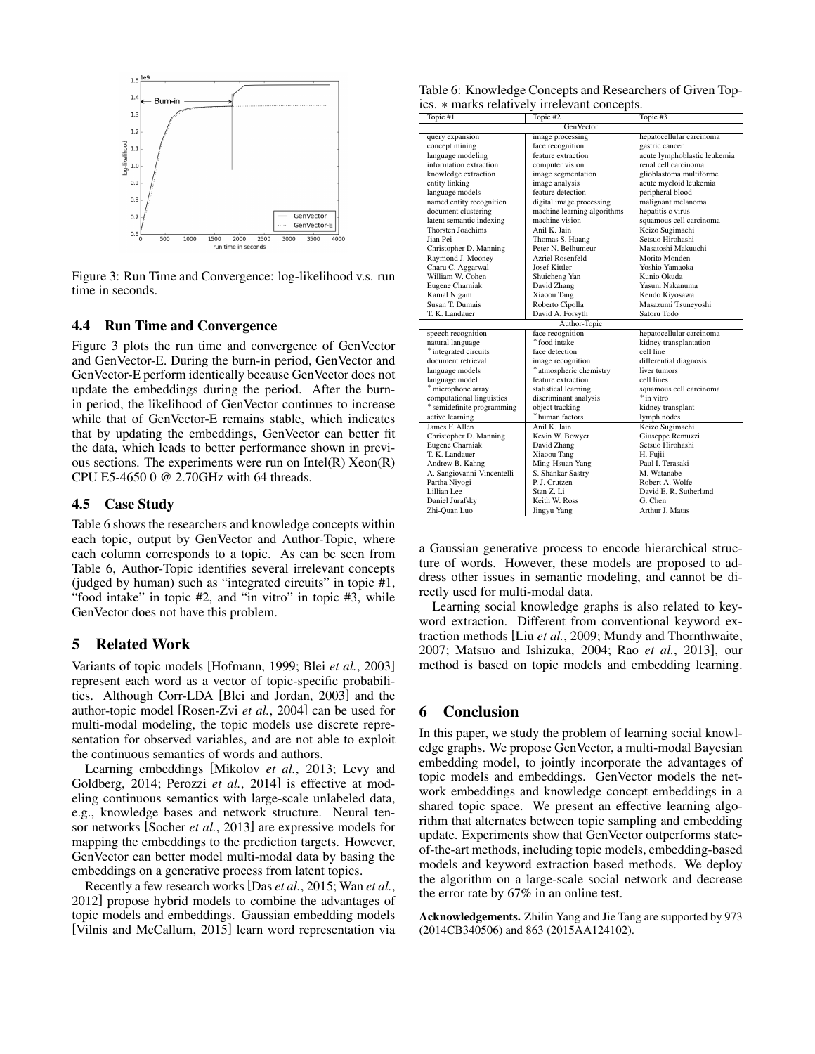Figure 3: Run Time and Convergence: log-likelihood v.s. run time in seconds.

### 4.4 Run Time and Convergence

Figure 3 plots the run time and convergence of GenVector and GenVector-E. During the burn-in period, GenVector and GenVector-E perform identically because GenVector does not update the embeddings during the period. After the burn-in period, the likelihood of GenVector continues to increase while that of GenVector-E remains stable, which indicates that by updating the embeddings, GenVector can better fit the data, which leads to better performance shown in previous sections. The experiments were run on Intel(R) Xeon(R) CPU E5-4650 0 @ 2.70GHz with 64 threads.

### 4.5 Case Study

Table 6 shows the researchers and knowledge concepts within each topic, output by GenVector and Author-Topic, where each column corresponds to a topic. As can be seen from Table 6, Author-Topic identifies several irrelevant concepts (judged by human) such as "integrated circuits" in topic #1, "food intake" in topic #2, and "in vitro" in topic #3, while GenVector does not have this problem.

Table 6: Knowledge Concepts and Researchers of Given Topics. $*$ marks relatively irrelevant concepts.

| Topic #1 | Topic #2 | Topic #3 |
|---|---|---|
| **GenVector** | | |
| query expansion | image processing | hepatocellular carcinoma |
| concept mining | face recognition | gastric cancer |
| language modeling | feature extraction | acute lymphoblastic leukemia |
| information extraction | computer vision | renal cell carcinoma |
| knowledge extraction | image segmentation | glioblastoma multiforme |
| entity linking | image analysis | acute myeloid leukemia |
| language models | feature detection | peripheral blood |
| named entity recognition | digital image processing | malignant melanoma |
| document clustering | machine learning algorithms | hepatitis c virus |
| latent semantic indexing | machine vision | squamous cell carcinoma |
| Thorsten Joachims | Anil K. Jain | Keizo Sugimachi |
| Jian Pei | Thomas S. Huang | Setsuo Hirohashi |
| Christopher D. Manning | Peter N. Belhumeur | Masatoshi Makuuchi |
| Raymond J. Mooney | Azriel Rosenfeld | Morito Monden |
| Charu C. Aggarwal | Josef Kittler | Yoshio Yamaoka |
| William W. Cohen | Shuicheng Yan | Kunio Okuda |
| Eugene Charniak | David Zhang | Yasuni Nakanuma |
| Kamal Nigam | Xiaoou Tang | Kendo Kiyosawa |
| Susan T. Dumais | Roberto Cipolla | Masazumi Tsuneyoshi |
| T. K. Landauer | David A. Forsyth | Satoru Todo |
| **Author-Topic** | | |
| speech recognition | face recognition | hepatocellular carcinoma |
| natural language | *food intake | kidney transplantation |
| *integrated circuits | face detection | cell line |
| document retrieval | image recognition | differential diagnosis |
| language models | *atmospheric chemistry | liver tumors |
| language model | feature extraction | cell lines |
| *microphone array | statistical learning | squamous cell carcinoma |
| computational linguistics | discriminant analysis | *in vitro |
| *semidefinite programming | object tracking | kidney transplant |
| active learning | *human factors | lymph nodes |
| James F. Allen | Anil K. Jain | Keizo Sugimachi |
| Christopher D. Manning | Kevin W. Bowyer | Giuseppe Remuzzi |
| Eugene Charniak | David Zhang | Setsuo Hirohashi |
| T. K. Landauer | Xiaoou Tang | H. Fujii |
| Andrew B. Kahng | Ming-Hsuan Yang | Paul I. Terasaki |
| A. Sangiovanni-Vincentelli | S. Shankar Sastry | M. Watanabe |
| Partha Niyogi | P. J. Crutzen | Robert A. Wolfe |
| Lillian Lee | Stan Z. Li | David E. R. Sutherland |
| Daniel Jurafsky | Keith W. Ross | G. Chen |
| Zhi-Quan Luo | Jingyu Yang | Arthur J. Matas |

## 5 Related Work

Variants of topic models [Hofmann, 1999; Blei *et al.*, 2003] represent each word as a vector of topic-specific probabilities. Although Corr-LDA [Blei and Jordan, 2003] and the author-topic model [Rosen-Zvi *et al.*, 2004] can be used for multi-modal modeling, the topic models use discrete representation for observed variables, and are not able to exploit the continuous semantics of words and authors.

Learning embeddings [Mikolov *et al.*, 2013; Levy and Goldberg, 2014; Perozzi *et al.*, 2014] is effective at modeling continuous semantics with large-scale unlabeled data, e.g., knowledge bases and network structure. Neural tensor networks [Socher *et al.*, 2013] are expressive models for mapping the embeddings to the prediction targets. However, GenVector can better model multi-modal data by basing the embeddings on a generative process from latent topics.

Recently a few research works [Das *et al.*, 2015; Wan *et al.*, 2012] propose hybrid models to combine the advantages of topic models and embeddings. Gaussian embedding models [Vilnis and McCallum, 2015] learn word representation via a Gaussian generative process to encode hierarchical structure of words. However, these models are proposed to address other issues in semantic modeling, and cannot be directly used for multi-modal data.

Learning social knowledge graphs is also related to keyword extraction. Different from conventional keyword extraction methods [Liu *et al.*, 2009; Mundy and Thornthwaite, 2007; Matsuo and Ishizuka, 2004; Rao *et al.*, 2013], our method is based on topic models and embedding learning.

## 6 Conclusion

In this paper, we study the problem of learning social knowledge graphs. We propose GenVector, a multi-modal Bayesian embedding model, to jointly incorporate the advantages of topic models and embeddings. GenVector models the network embeddings and knowledge concept embeddings in a shared topic space. We present an effective learning algorithm that alternates between topic sampling and embedding update. Experiments show that GenVector outperforms state-of-the-art methods, including topic models, embedding-based models and keyword extraction based methods. We deploy the algorithm on a large-scale social network and decrease the error rate by 67% in an online test.

**Acknowledgements.** Zhilin Yang and Jie Tang are supported by 973 (2014CB340506) and 863 (2015AA124102).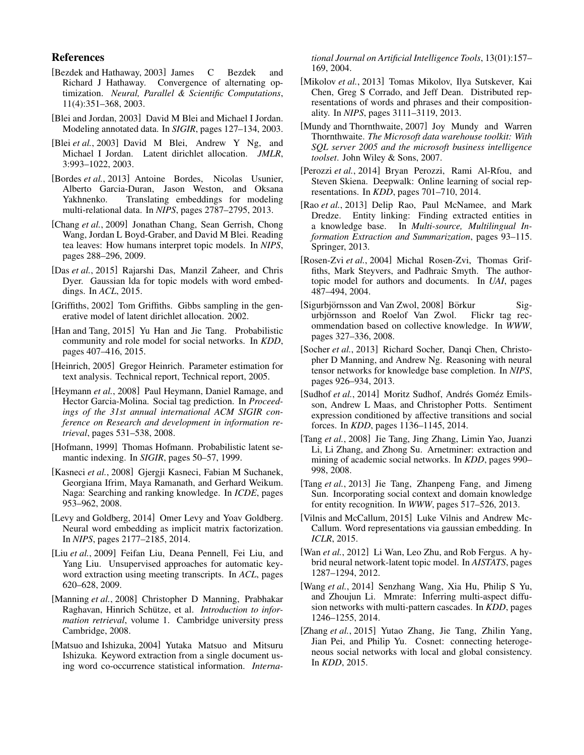## References

[Bezdek and Hathaway, 2003] James C Bezdek and Richard J Hathaway. Convergence of alternating optimization. *Neural, Parallel & Scientific Computations*, 11(4):351–368, 2003.

[Blei and Jordan, 2003] David M Blei and Michael I Jordan. Modeling annotated data. In *SIGIR*, pages 127–134, 2003.

[Blei *et al.*, 2003] David M Blei, Andrew Y Ng, and Michael I Jordan. Latent dirichlet allocation. *JMLR*, 3:993–1022, 2003.

[Bordes *et al.*, 2013] Antoine Bordes, Nicolas Usunier, Alberto Garcia-Duran, Jason Weston, and Oksana Yakhnenko. Translating embeddings for modeling multi-relational data. In *NIPS*, pages 2787–2795, 2013.

[Chang *et al.*, 2009] Jonathan Chang, Sean Gerrish, Chong Wang, Jordan L Boyd-Graber, and David M Blei. Reading tea leaves: How humans interpret topic models. In *NIPS*, pages 288–296, 2009.

[Das *et al.*, 2015] Rajarshi Das, Manzil Zaheer, and Chris Dyer. Gaussian lda for topic models with word embeddings. In *ACL*, 2015.

[Griffiths, 2002] Tom Griffiths. Gibbs sampling in the generative model of latent dirichlet allocation. 2002.

[Han and Tang, 2015] Yu Han and Jie Tang. Probabilistic community and role model for social networks. In *KDD*, pages 407–416, 2015.

[Heinrich, 2005] Gregor Heinrich. Parameter estimation for text analysis. Technical report, Technical report, 2005.

[Heymann *et al.*, 2008] Paul Heymann, Daniel Ramage, and Hector Garcia-Molina. Social tag prediction. In *Proceedings of the 31st annual international ACM SIGIR conference on Research and development in information retrieval*, pages 531–538, 2008.

[Hofmann, 1999] Thomas Hofmann. Probabilistic latent semantic indexing. In *SIGIR*, pages 50–57, 1999.

[Kasneci *et al.*, 2008] Gjergji Kasneci, Fabian M Suchanek, Georgiana Ifrim, Maya Ramanath, and Gerhard Weikum. Naga: Searching and ranking knowledge. In *ICDE*, pages 953–962, 2008.

[Levy and Goldberg, 2014] Omer Levy and Yoav Goldberg. Neural word embedding as implicit matrix factorization. In *NIPS*, pages 2177–2185, 2014.

[Liu *et al.*, 2009] Feifan Liu, Deana Pennell, Fei Liu, and Yang Liu. Unsupervised approaches for automatic keyword extraction using meeting transcripts. In *ACL*, pages 620–628, 2009.

[Manning *et al.*, 2008] Christopher D Manning, Prabhakar Raghavan, Hinrich Schütze, et al. *Introduction to information retrieval*, volume 1. Cambridge university press Cambridge, 2008.

[Matsuo and Ishizuka, 2004] Yutaka Matsuo and Mitsuru Ishizuka. Keyword extraction from a single document using word co-occurrence statistical information. *International Journal on Artificial Intelligence Tools*, 13(01):157–169, 2004.

[Mikolov *et al.*, 2013] Tomas Mikolov, Ilya Sutskever, Kai Chen, Greg S Corrado, and Jeff Dean. Distributed representations of words and phrases and their compositionality. In *NIPS*, pages 3111–3119, 2013.

[Mundy and Thornthwaite, 2007] Joy Mundy and Warren Thornthwaite. *The Microsoft data warehouse toolkit: With SQL server 2005 and the microsoft business intelligence toolset*. John Wiley & Sons, 2007.

[Perozzi *et al.*, 2014] Bryan Perozzi, Rami Al-Rfou, and Steven Skiena. Deepwalk: Online learning of social representations. In *KDD*, pages 701–710, 2014.

[Rao *et al.*, 2013] Delip Rao, Paul McNamee, and Mark Dredze. Entity linking: Finding extracted entities in a knowledge base. In *Multi-source, Multilingual Information Extraction and Summarization*, pages 93–115. Springer, 2013.

[Rosen-Zvi *et al.*, 2004] Michal Rosen-Zvi, Thomas Griffiths, Mark Steyvers, and Padhraic Smyth. The author-topic model for authors and documents. In *UAI*, pages 487–494, 2004.

[Sigurbjörnsson and Van Zwol, 2008] Börkur Sigurbjörnsson and Roelof Van Zwol. Flickr tag recommendation based on collective knowledge. In *WWW*, pages 327–336, 2008.

[Socher *et al.*, 2013] Richard Socher, Danqi Chen, Christopher D Manning, and Andrew Ng. Reasoning with neural tensor networks for knowledge base completion. In *NIPS*, pages 926–934, 2013.

[Sudhof *et al.*, 2014] Moritz Sudhof, Andrés Goméz Emilsson, Andrew L Maas, and Christopher Potts. Sentiment expression conditioned by affective transitions and social forces. In *KDD*, pages 1136–1145, 2014.

[Tang *et al.*, 2008] Jie Tang, Jing Zhang, Limin Yao, Juanzi Li, Li Zhang, and Zhong Su. Arnetminer: extraction and mining of academic social networks. In *KDD*, pages 990–998, 2008.

[Tang *et al.*, 2013] Jie Tang, Zhanpeng Fang, and Jimeng Sun. Incorporating social context and domain knowledge for entity recognition. In *WWW*, pages 517–526, 2013.

[Vilnis and McCallum, 2015] Luke Vilnis and Andrew McCallum. Word representations via gaussian embedding. In *ICLR*, 2015.

[Wan *et al.*, 2012] Li Wan, Leo Zhu, and Rob Fergus. A hybrid neural network-latent topic model. In *AISTATS*, pages 1287–1294, 2012.

[Wang *et al.*, 2014] Senzhang Wang, Xia Hu, Philip S Yu, and Zhoujun Li. Mmrate: Inferring multi-aspect diffusion networks with multi-pattern cascades. In *KDD*, pages 1246–1255, 2014.

[Zhang *et al.*, 2015] Yutao Zhang, Jie Tang, Zhilin Yang, Jian Pei, and Philip Yu. Cosnet: connecting heterogeneous social networks with local and global consistency. In *KDD*, 2015.